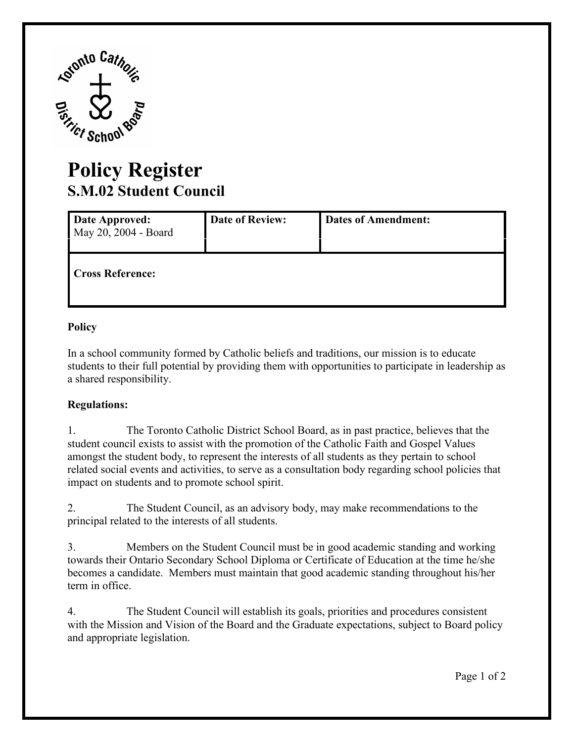# Policy Register

## S.M.02 Student Council

| Date Approved: May 20, 2004 - Board | Date of Review: | Dates of Amendment: |
|---|---|---|
| **Cross Reference:** | | |

**Policy**

In a school community formed by Catholic beliefs and traditions, our mission is to educate students to their full potential by providing them with opportunities to participate in leadership as a shared responsibility.

**Regulations:**

1. The Toronto Catholic District School Board, as in past practice, believes that the student council exists to assist with the promotion of the Catholic Faith and Gospel Values amongst the student body, to represent the interests of all students as they pertain to school related social events and activities, to serve as a consultation body regarding school policies that impact on students and to promote school spirit.

2. The Student Council, as an advisory body, may make recommendations to the principal related to the interests of all students.

3. Members on the Student Council must be in good academic standing and working towards their Ontario Secondary School Diploma or Certificate of Education at the time he/she becomes a candidate. Members must maintain that good academic standing throughout his/her term in office.

4. The Student Council will establish its goals, priorities and procedures consistent with the Mission and Vision of the Board and the Graduate expectations, subject to Board policy and appropriate legislation.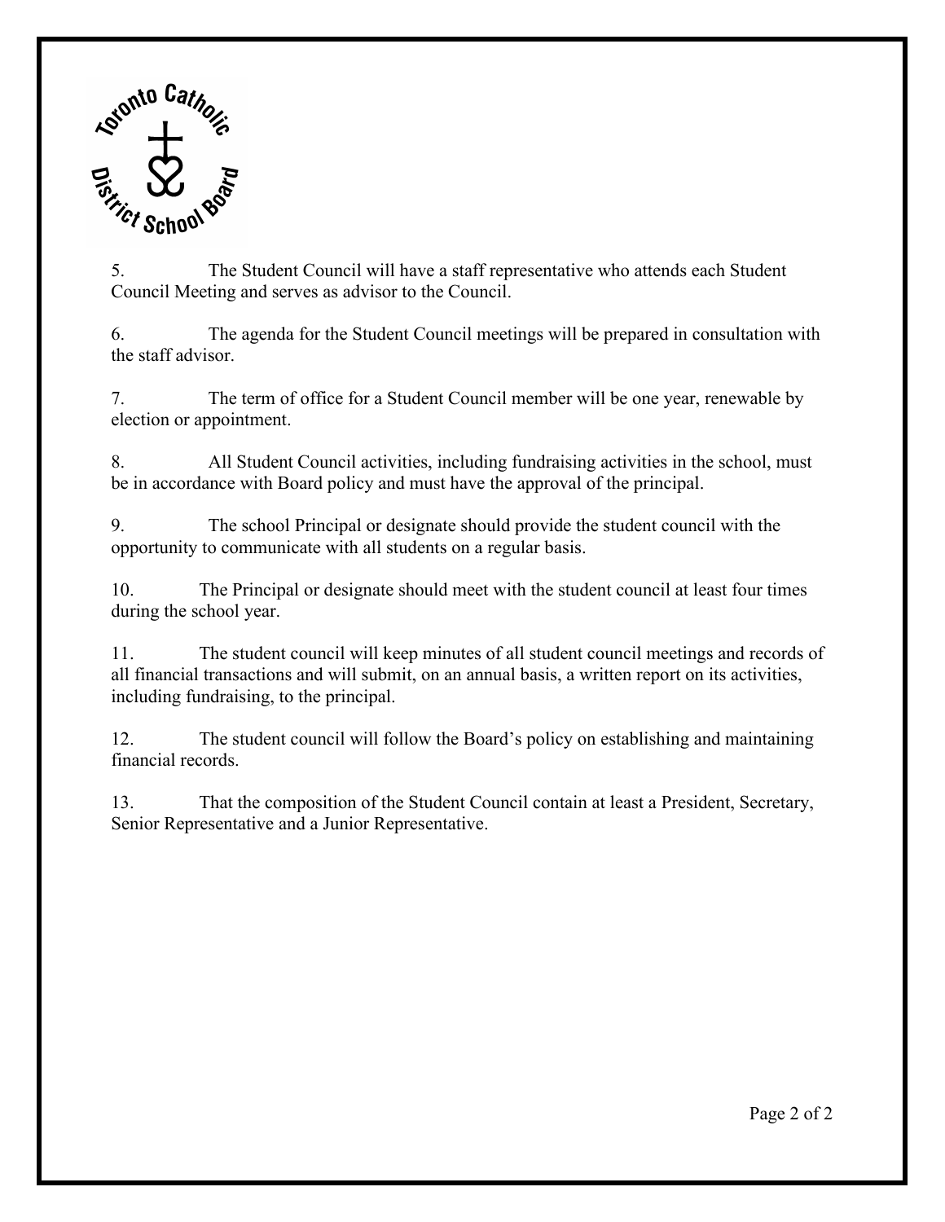5. The Student Council will have a staff representative who attends each Student Council Meeting and serves as advisor to the Council.

6. The agenda for the Student Council meetings will be prepared in consultation with the staff advisor.

7. The term of office for a Student Council member will be one year, renewable by election or appointment.

8. All Student Council activities, including fundraising activities in the school, must be in accordance with Board policy and must have the approval of the principal.

9. The school Principal or designate should provide the student council with the opportunity to communicate with all students on a regular basis.

10. The Principal or designate should meet with the student council at least four times during the school year.

11. The student council will keep minutes of all student council meetings and records of all financial transactions and will submit, on an annual basis, a written report on its activities, including fundraising, to the principal.

12. The student council will follow the Board's policy on establishing and maintaining financial records.

13. That the composition of the Student Council contain at least a President, Secretary, Senior Representative and a Junior Representative.